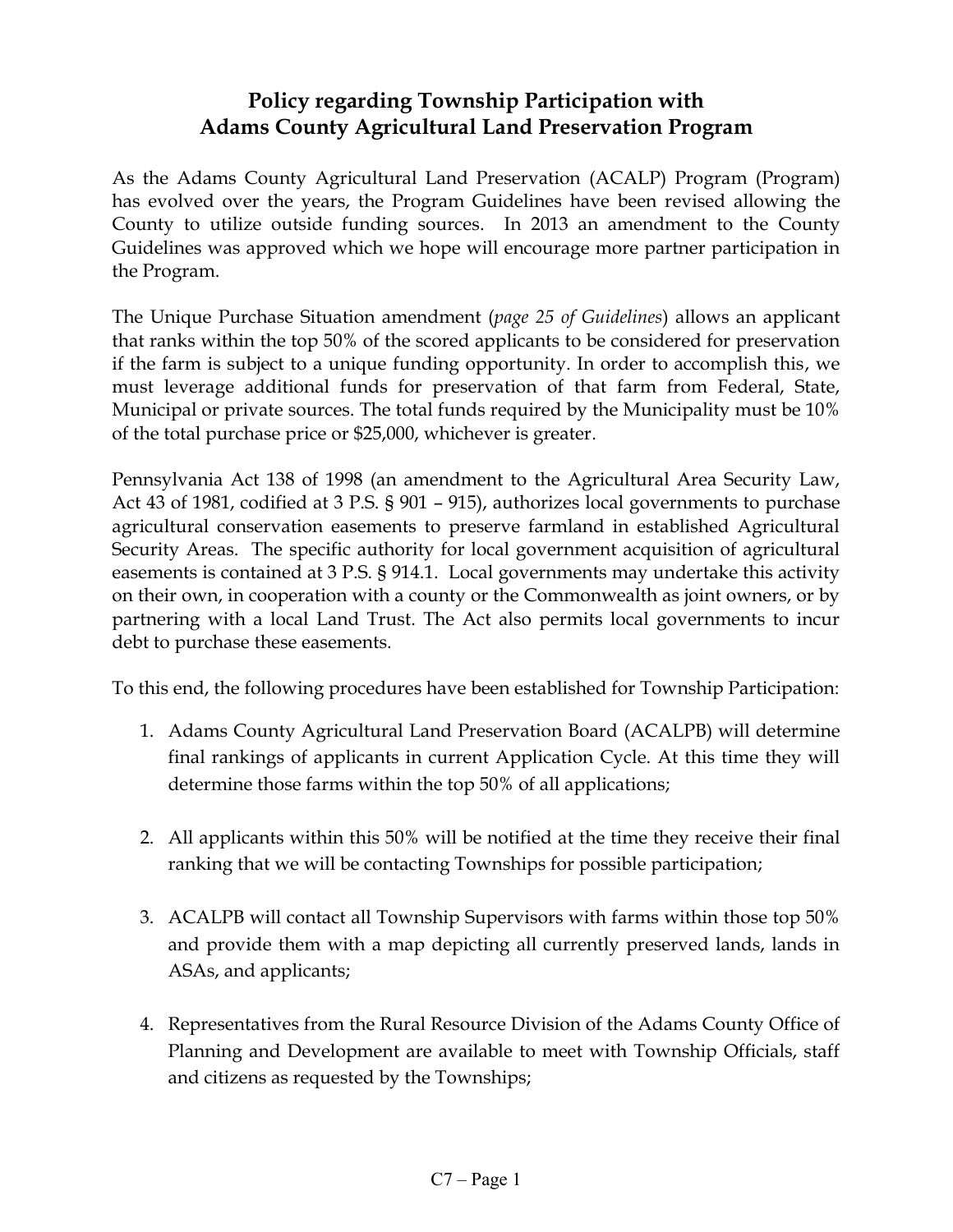# Policy regarding Township Participation with Adams County Agricultural Land Preservation Program

As the Adams County Agricultural Land Preservation (ACALP) Program (Program) has evolved over the years, the Program Guidelines have been revised allowing the County to utilize outside funding sources. In 2013 an amendment to the County Guidelines was approved which we hope will encourage more partner participation in the Program.

The Unique Purchase Situation amendment (*page 25 of Guidelines*) allows an applicant that ranks within the top 50% of the scored applicants to be considered for preservation if the farm is subject to a unique funding opportunity. In order to accomplish this, we must leverage additional funds for preservation of that farm from Federal, State, Municipal or private sources. The total funds required by the Municipality must be 10% of the total purchase price or $25,000, whichever is greater.

Pennsylvania Act 138 of 1998 (an amendment to the Agricultural Area Security Law, Act 43 of 1981, codified at 3 P.S. § 901 – 915), authorizes local governments to purchase agricultural conservation easements to preserve farmland in established Agricultural Security Areas. The specific authority for local government acquisition of agricultural easements is contained at 3 P.S. § 914.1. Local governments may undertake this activity on their own, in cooperation with a county or the Commonwealth as joint owners, or by partnering with a local Land Trust. The Act also permits local governments to incur debt to purchase these easements.

To this end, the following procedures have been established for Township Participation:

1. Adams County Agricultural Land Preservation Board (ACALPB) will determine final rankings of applicants in current Application Cycle. At this time they will determine those farms within the top 50% of all applications;

2. All applicants within this 50% will be notified at the time they receive their final ranking that we will be contacting Townships for possible participation;

3. ACALPB will contact all Township Supervisors with farms within those top 50% and provide them with a map depicting all currently preserved lands, lands in ASAs, and applicants;

4. Representatives from the Rural Resource Division of the Adams County Office of Planning and Development are available to meet with Township Officials, staff and citizens as requested by the Townships;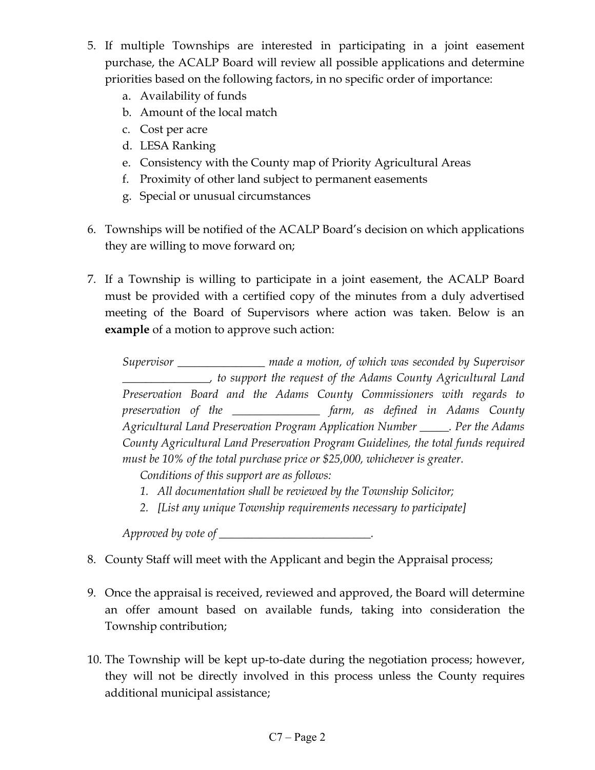5. If multiple Townships are interested in participating in a joint easement purchase, the ACALP Board will review all possible applications and determine priorities based on the following factors, in no specific order of importance:
   a. Availability of funds
   b. Amount of the local match
   c. Cost per acre
   d. LESA Ranking
   e. Consistency with the County map of Priority Agricultural Areas
   f. Proximity of other land subject to permanent easements
   g. Special or unusual circumstances

6. Townships will be notified of the ACALP Board's decision on which applications they are willing to move forward on;

7. If a Township is willing to participate in a joint easement, the ACALP Board must be provided with a certified copy of the minutes from a duly advertised meeting of the Board of Supervisors where action was taken. Below is an **example** of a motion to approve such action:

   *Supervisor _______________ made a motion, of which was seconded by Supervisor _______________, to support the request of the Adams County Agricultural Land Preservation Board and the Adams County Commissioners with regards to preservation of the _______________ farm, as defined in Adams County Agricultural Land Preservation Program Application Number _____. Per the Adams County Agricultural Land Preservation Program Guidelines, the total funds required must be 10% of the total purchase price or $25,000, whichever is greater.*

   *Conditions of this support are as follows:*
   1. *All documentation shall be reviewed by the Township Solicitor;*
   2. *[List any unique Township requirements necessary to participate]*

   *Approved by vote of __________________________.*

8. County Staff will meet with the Applicant and begin the Appraisal process;

9. Once the appraisal is received, reviewed and approved, the Board will determine an offer amount based on available funds, taking into consideration the Township contribution;

10. The Township will be kept up-to-date during the negotiation process; however, they will not be directly involved in this process unless the County requires additional municipal assistance;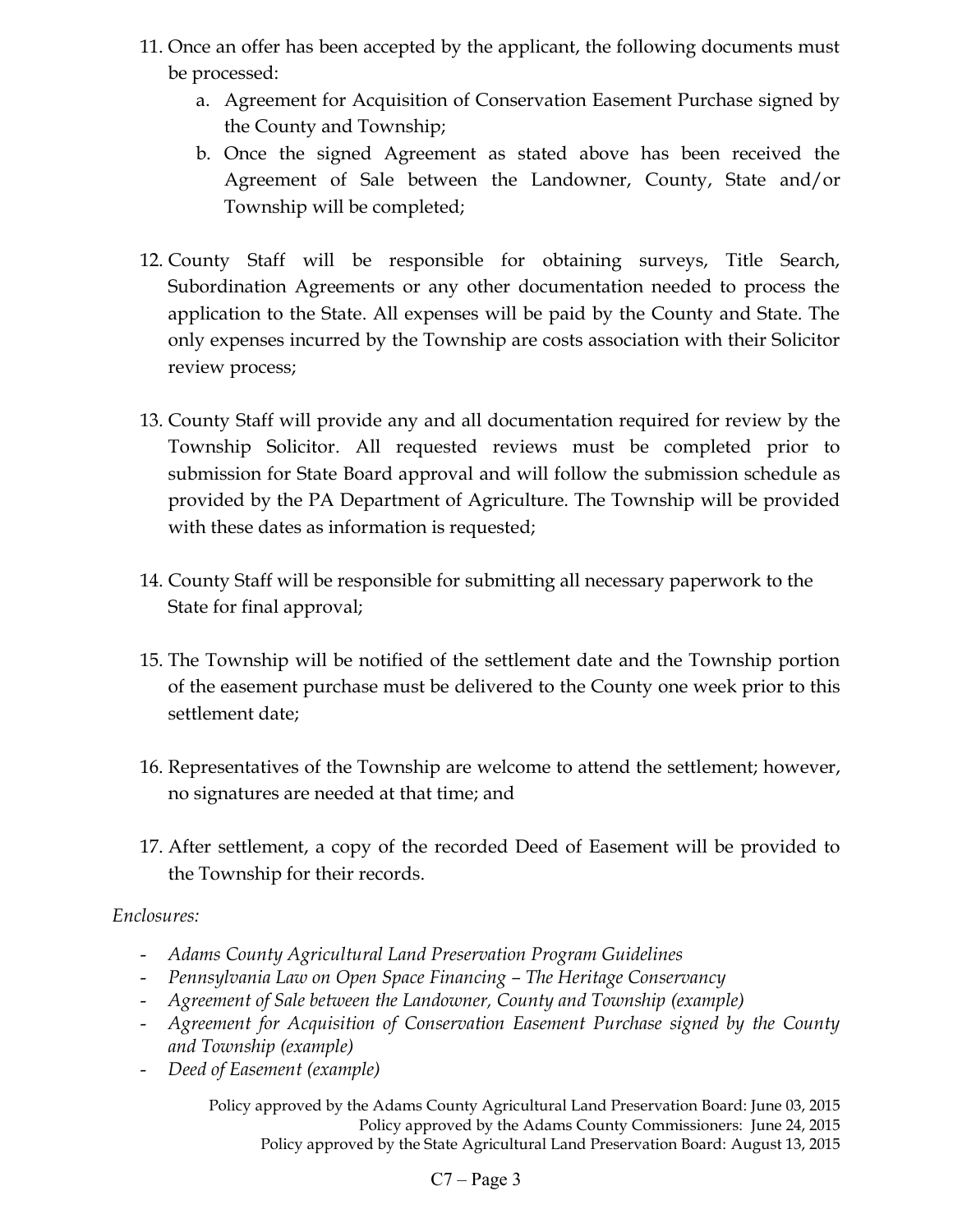11. Once an offer has been accepted by the applicant, the following documents must be processed:
    a. Agreement for Acquisition of Conservation Easement Purchase signed by the County and Township;
    b. Once the signed Agreement as stated above has been received the Agreement of Sale between the Landowner, County, State and/or Township will be completed;

12. County Staff will be responsible for obtaining surveys, Title Search, Subordination Agreements or any other documentation needed to process the application to the State. All expenses will be paid by the County and State. The only expenses incurred by the Township are costs association with their Solicitor review process;

13. County Staff will provide any and all documentation required for review by the Township Solicitor. All requested reviews must be completed prior to submission for State Board approval and will follow the submission schedule as provided by the PA Department of Agriculture. The Township will be provided with these dates as information is requested;

14. County Staff will be responsible for submitting all necessary paperwork to the State for final approval;

15. The Township will be notified of the settlement date and the Township portion of the easement purchase must be delivered to the County one week prior to this settlement date;

16. Representatives of the Township are welcome to attend the settlement; however, no signatures are needed at that time; and

17. After settlement, a copy of the recorded Deed of Easement will be provided to the Township for their records.

*Enclosures:*

- *Adams County Agricultural Land Preservation Program Guidelines*
- *Pennsylvania Law on Open Space Financing – The Heritage Conservancy*
- *Agreement of Sale between the Landowner, County and Township (example)*
- *Agreement for Acquisition of Conservation Easement Purchase signed by the County and Township (example)*
- *Deed of Easement (example)*

Policy approved by the Adams County Agricultural Land Preservation Board: June 03, 2015
Policy approved by the Adams County Commissioners: June 24, 2015
Policy approved by the State Agricultural Land Preservation Board: August 13, 2015